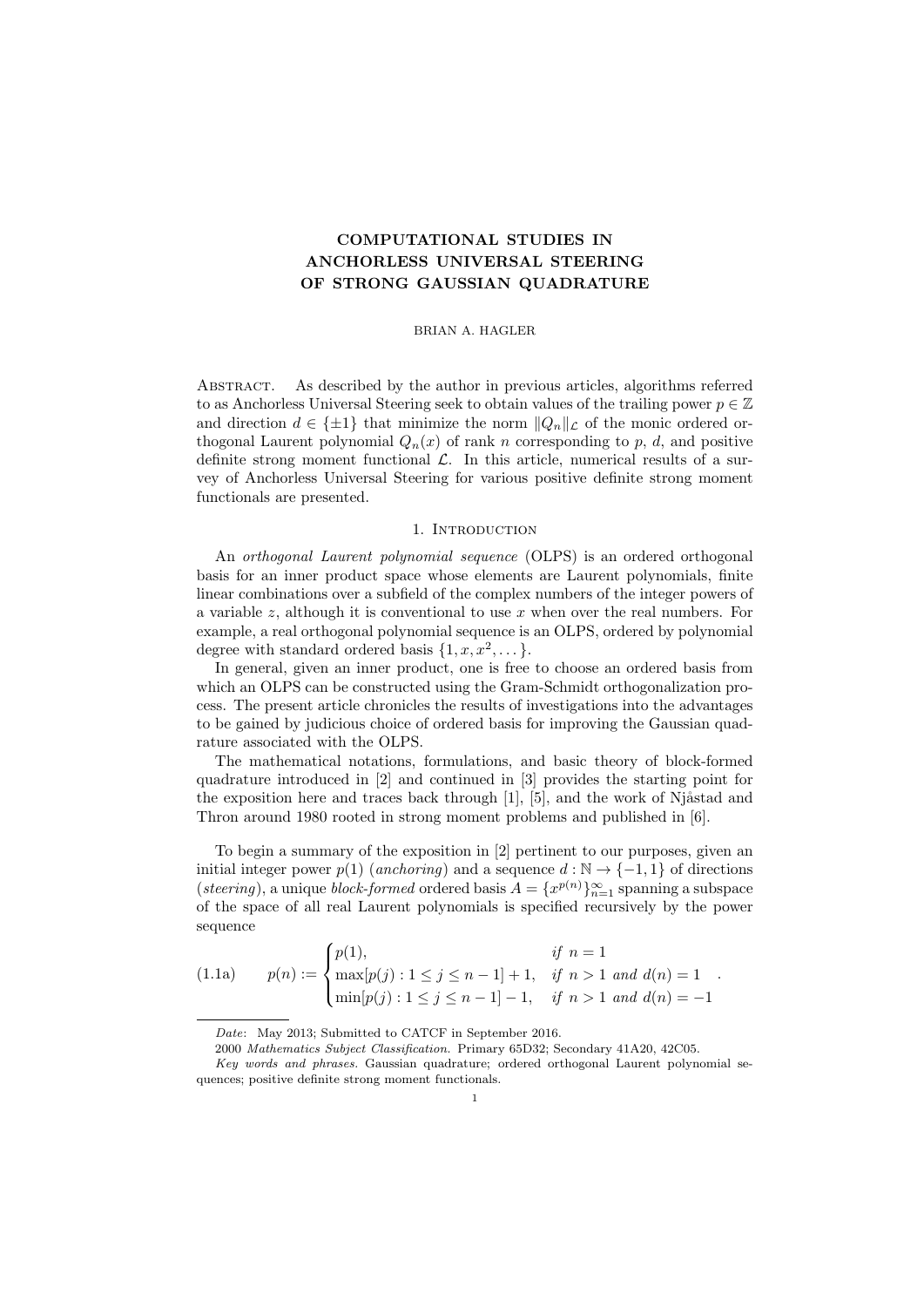# COMPUTATIONAL STUDIES IN ANCHORLESS UNIVERSAL STEERING OF STRONG GAUSSIAN QUADRATURE

BRIAN A. HAGLER

Abstract. As described by the author in previous articles, algorithms referred to as Anchorless Universal Steering seek to obtain values of the trailing power $p \in \mathbb{Z}$ and direction $d \in \{\pm 1\}$ that minimize the norm $\|Q_n\|_{\mathcal{L}}$ of the monic ordered orthogonal Laurent polynomial $Q_n(x)$ of rank $n$ corresponding to $p$, $d$, and positive definite strong moment functional $\mathcal{L}$. In this article, numerical results of a survey of Anchorless Universal Steering for various positive definite strong moment functionals are presented.

## 1. Introduction

An *orthogonal Laurent polynomial sequence* (OLPS) is an ordered orthogonal basis for an inner product space whose elements are Laurent polynomials, finite linear combinations over a subfield of the complex numbers of the integer powers of a variable $z$, although it is conventional to use $x$ when over the real numbers. For example, a real orthogonal polynomial sequence is an OLPS, ordered by polynomial degree with standard ordered basis $\{1, x, x^2, \dots\}$.

In general, given an inner product, one is free to choose an ordered basis from which an OLPS can be constructed using the Gram-Schmidt orthogonalization process. The present article chronicles the results of investigations into the advantages to be gained by judicious choice of ordered basis for improving the Gaussian quadrature associated with the OLPS.

The mathematical notations, formulations, and basic theory of block-formed quadrature introduced in [2] and continued in [3] provides the starting point for the exposition here and traces back through [1], [5], and the work of Njåstad and Thron around 1980 rooted in strong moment problems and published in [6].

To begin a summary of the exposition in [2] pertinent to our purposes, given an initial integer power $p(1)$ (*anchoring*) and a sequence $d : \mathbb{N} \to \{-1, 1\}$ of directions (*steering*), a unique *block-formed* ordered basis $A = \{x^{p(n)}\}_{n=1}^{\infty}$ spanning a subspace of the space of all real Laurent polynomials is specified recursively by the power sequence

$$
p(n) := \begin{cases} p(1), & \textit{if } n = 1 \\ \max[p(j) : 1 \leq j \leq n-1] + 1, & \textit{if } n > 1 \textit{ and } d(n) = 1 \\ \min[p(j) : 1 \leq j \leq n-1] - 1, & \textit{if } n > 1 \textit{ and } d(n) = -1 \end{cases} . \tag{1.1a}
$$

---

*Date*: May 2013; Submitted to CATCF in September 2016.

2000 *Mathematics Subject Classification.* Primary 65D32; Secondary 41A20, 42C05.

*Key words and phrases.* Gaussian quadrature; ordered orthogonal Laurent polynomial sequences; positive definite strong moment functionals.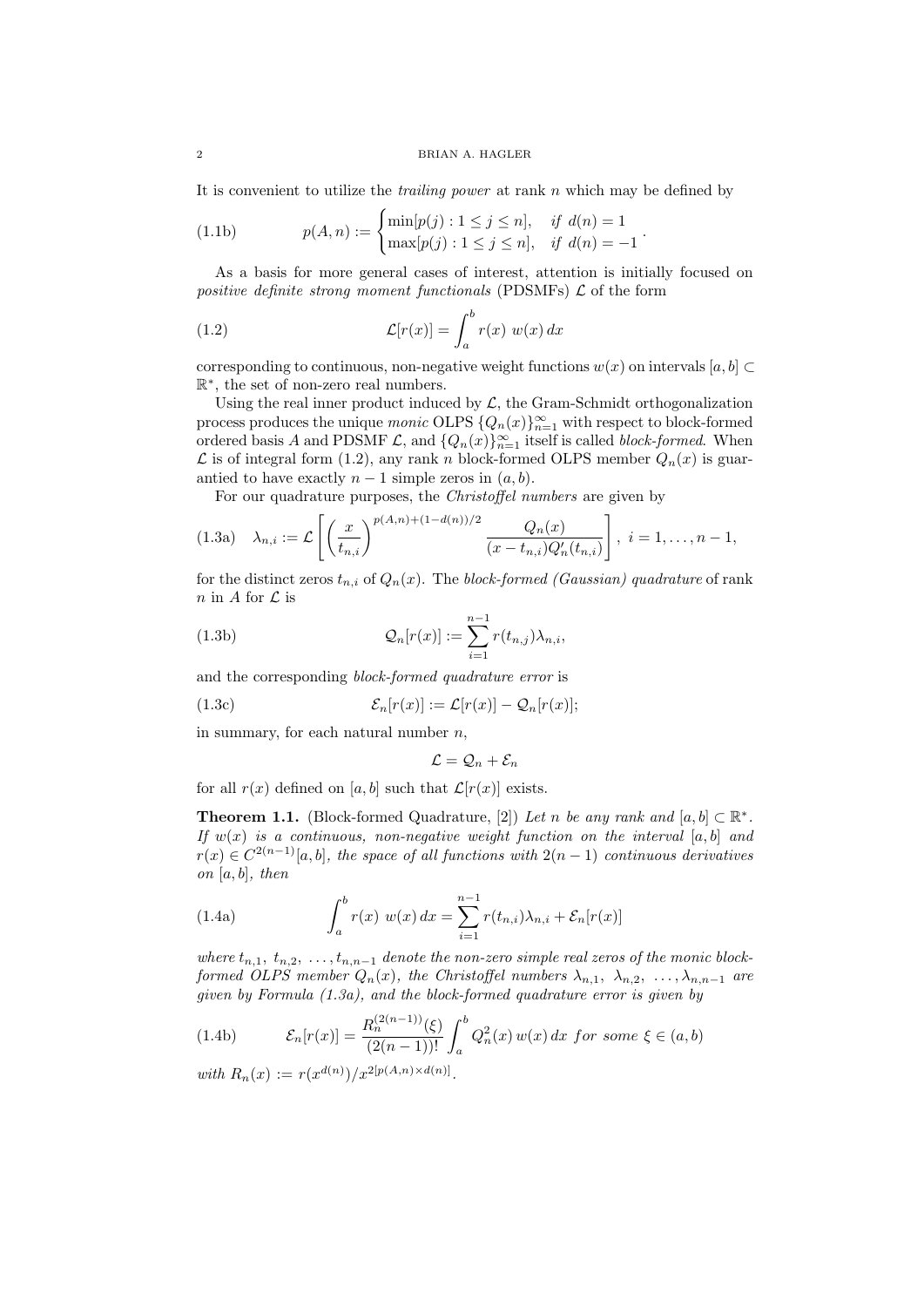It is convenient to utilize the *trailing power* at rank $n$ which may be defined by

$$p(A,n) := \begin{cases} \min[p(j) : 1 \le j \le n], & \text{if } d(n) = 1 \\ \max[p(j) : 1 \le j \le n], & \text{if } d(n) = -1 \end{cases}. \tag{1.1b}$$

As a basis for more general cases of interest, attention is initially focused on *positive definite strong moment functionals* (PDSMFs) $\mathcal{L}$ of the form

$$\mathcal{L}[r(x)] = \int_a^b r(x)\ w(x)\,dx \tag{1.2}$$

corresponding to continuous, non-negative weight functions $w(x)$ on intervals $[a,b] \subset \mathbb{R}^*$, the set of non-zero real numbers.

Using the real inner product induced by $\mathcal{L}$, the Gram-Schmidt orthogonalization process produces the unique *monic* OLPS $\{Q_n(x)\}_{n=1}^{\infty}$ with respect to block-formed ordered basis $A$ and PDSMF $\mathcal{L}$, and $\{Q_n(x)\}_{n=1}^{\infty}$ itself is called *block-formed*. When $\mathcal{L}$ is of integral form (1.2), any rank $n$ block-formed OLPS member $Q_n(x)$ is guarantied to have exactly $n-1$ simple zeros in $(a,b)$.

For our quadrature purposes, the *Christoffel numbers* are given by

$$\lambda_{n,i} := \mathcal{L}\left[\left(\frac{x}{t_{n,i}}\right)^{p(A,n)+(1-d(n))/2} \frac{Q_n(x)}{(x-t_{n,i})Q_n'(t_{n,i})}\right],\ i = 1,\ldots,n-1, \tag{1.3a}$$

for the distinct zeros $t_{n,i}$ of $Q_n(x)$. The *block-formed (Gaussian) quadrature* of rank $n$ in $A$ for $\mathcal{L}$ is

$$\mathcal{Q}_n[r(x)] := \sum_{i=1}^{n-1} r(t_{n,j})\lambda_{n,i}, \tag{1.3b}$$

and the corresponding *block-formed quadrature error* is

$$\mathcal{E}_n[r(x)] := \mathcal{L}[r(x)] - \mathcal{Q}_n[r(x)]; \tag{1.3c}$$

in summary, for each natural number $n$,

$$\mathcal{L} = \mathcal{Q}_n + \mathcal{E}_n$$

for all $r(x)$ defined on $[a,b]$ such that $\mathcal{L}[r(x)]$ exists.

**Theorem 1.1.** (Block-formed Quadrature, [2]) *Let $n$ be any rank and $[a,b] \subset \mathbb{R}^*$. If $w(x)$ is a continuous, non-negative weight function on the interval $[a,b]$ and $r(x) \in C^{2(n-1)}[a,b]$, the space of all functions with $2(n-1)$ continuous derivatives on $[a,b]$, then*

$$\int_a^b r(x)\ w(x)\,dx = \sum_{i=1}^{n-1} r(t_{n,i})\lambda_{n,i} + \mathcal{E}_n[r(x)] \tag{1.4a}$$

*where $t_{n,1},\ t_{n,2},\ \ldots, t_{n,n-1}$ denote the non-zero simple real zeros of the monic block-formed OLPS member $Q_n(x)$, the Christoffel numbers $\lambda_{n,1},\ \lambda_{n,2},\ \ldots, \lambda_{n,n-1}$ are given by Formula (1.3a), and the block-formed quadrature error is given by*

$$\mathcal{E}_n[r(x)] = \frac{R_n^{(2(n-1))}(\xi)}{(2(n-1))!}\int_a^b Q_n^2(x)\,w(x)\,dx \ \text{ for some } \xi \in (a,b) \tag{1.4b}$$

*with* $R_n(x) := r(x^{d(n)})/x^{2[p(A,n)\times d(n)]}$.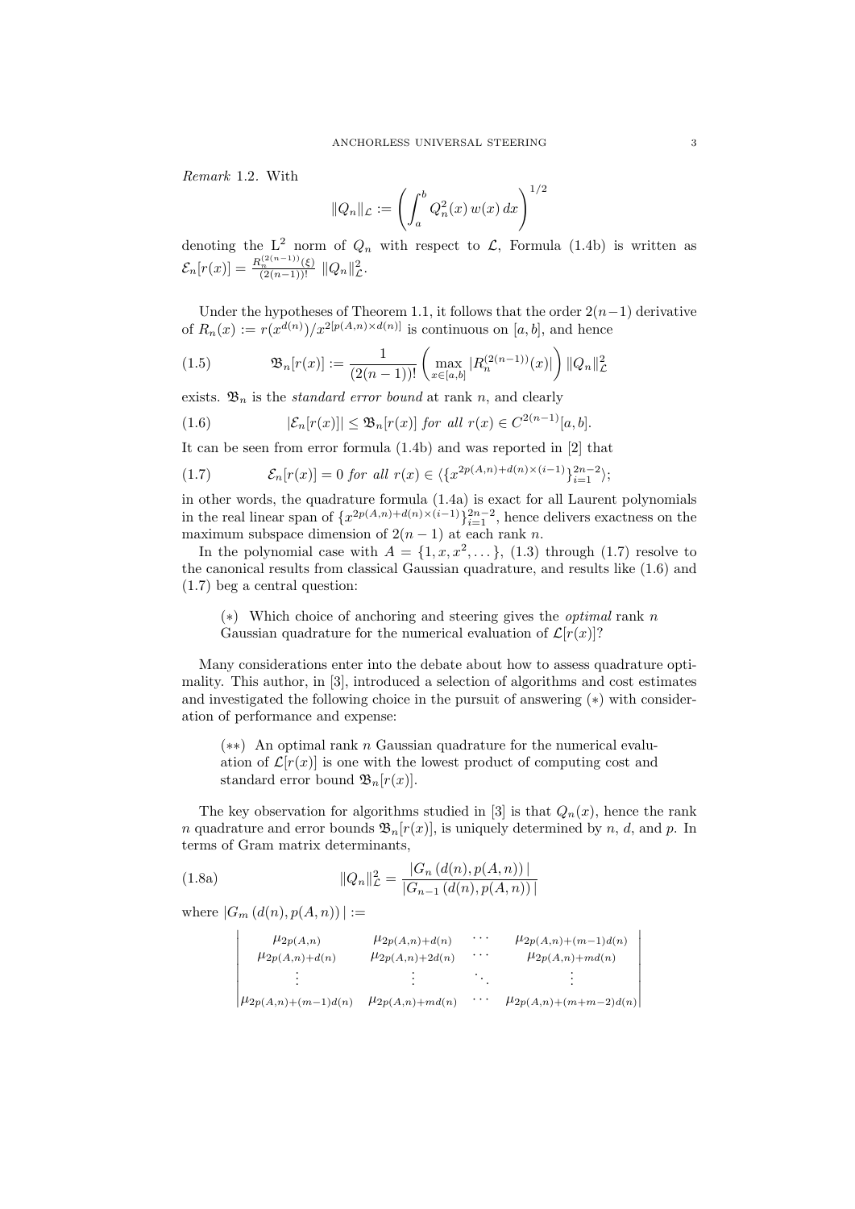*Remark* 1.2. With

$$\|Q_n\|_{\mathcal{L}} := \left( \int_a^b Q_n^2(x)\, w(x)\, dx \right)^{1/2}$$

denoting the $\mathrm{L}^2$ norm of $Q_n$ with respect to $\mathcal{L}$, Formula (1.4b) is written as $\mathcal{E}_n[r(x)] = \frac{R_n^{(2(n-1))}(\xi)}{(2(n-1))!}\, \|Q_n\|_{\mathcal{L}}^2$.

Under the hypotheses of Theorem 1.1, it follows that the order $2(n-1)$ derivative of $R_n(x) := r(x^{d(n)})/x^{2[p(A,n)\times d(n)]}$ is continuous on $[a,b]$, and hence

$$\mathfrak{B}_n[r(x)] := \frac{1}{(2(n-1))!} \left( \max_{x\in[a,b]} |R_n^{(2(n-1))}(x)| \right) \|Q_n\|_{\mathcal{L}}^2 \tag{1.5}$$

exists. $\mathfrak{B}_n$ is the *standard error bound* at rank $n$, and clearly

$$|\mathcal{E}_n[r(x)]| \leq \mathfrak{B}_n[r(x)] \textit{ for all } r(x) \in C^{2(n-1)}[a,b]. \tag{1.6}$$

It can be seen from error formula (1.4b) and was reported in [2] that

$$\mathcal{E}_n[r(x)] = 0 \textit{ for all } r(x) \in \langle \{x^{2p(A,n)+d(n)\times(i-1)}\}_{i=1}^{2n-2} \rangle; \tag{1.7}$$

in other words, the quadrature formula (1.4a) is exact for all Laurent polynomials in the real linear span of $\{x^{2p(A,n)+d(n)\times(i-1)}\}_{i=1}^{2n-2}$, hence delivers exactness on the maximum subspace dimension of $2(n-1)$ at each rank $n$.

In the polynomial case with $A = \{1, x, x^2, \dots\}$, (1.3) through (1.7) resolve to the canonical results from classical Gaussian quadrature, and results like (1.6) and (1.7) beg a central question:

> $(*)$ Which choice of anchoring and steering gives the *optimal* rank $n$ Gaussian quadrature for the numerical evaluation of $\mathcal{L}[r(x)]$?

Many considerations enter into the debate about how to assess quadrature optimality. This author, in [3], introduced a selection of algorithms and cost estimates and investigated the following choice in the pursuit of answering $(*)$ with consideration of performance and expense:

> $(**)$ An optimal rank $n$ Gaussian quadrature for the numerical evaluation of $\mathcal{L}[r(x)]$ is one with the lowest product of computing cost and standard error bound $\mathfrak{B}_n[r(x)]$.

The key observation for algorithms studied in [3] is that $Q_n(x)$, hence the rank $n$ quadrature and error bounds $\mathfrak{B}_n[r(x)]$, is uniquely determined by $n$, $d$, and $p$. In terms of Gram matrix determinants,

$$\|Q_n\|_{\mathcal{L}}^2 = \frac{|G_n\,(d(n), p(A,n))\,|}{|G_{n-1}\,(d(n), p(A,n))\,|} \tag{1.8a}$$

where $|G_m\,(d(n), p(A,n))\,| :=$

$$\begin{vmatrix} \mu_{2p(A,n)} & \mu_{2p(A,n)+d(n)} & \cdots & \mu_{2p(A,n)+(m-1)d(n)} \\ \mu_{2p(A,n)+d(n)} & \mu_{2p(A,n)+2d(n)} & \cdots & \mu_{2p(A,n)+md(n)} \\ \vdots & \vdots & \ddots & \vdots \\ \mu_{2p(A,n)+(m-1)d(n)} & \mu_{2p(A,n)+md(n)} & \cdots & \mu_{2p(A,n)+(m+m-2)d(n)} \end{vmatrix}$$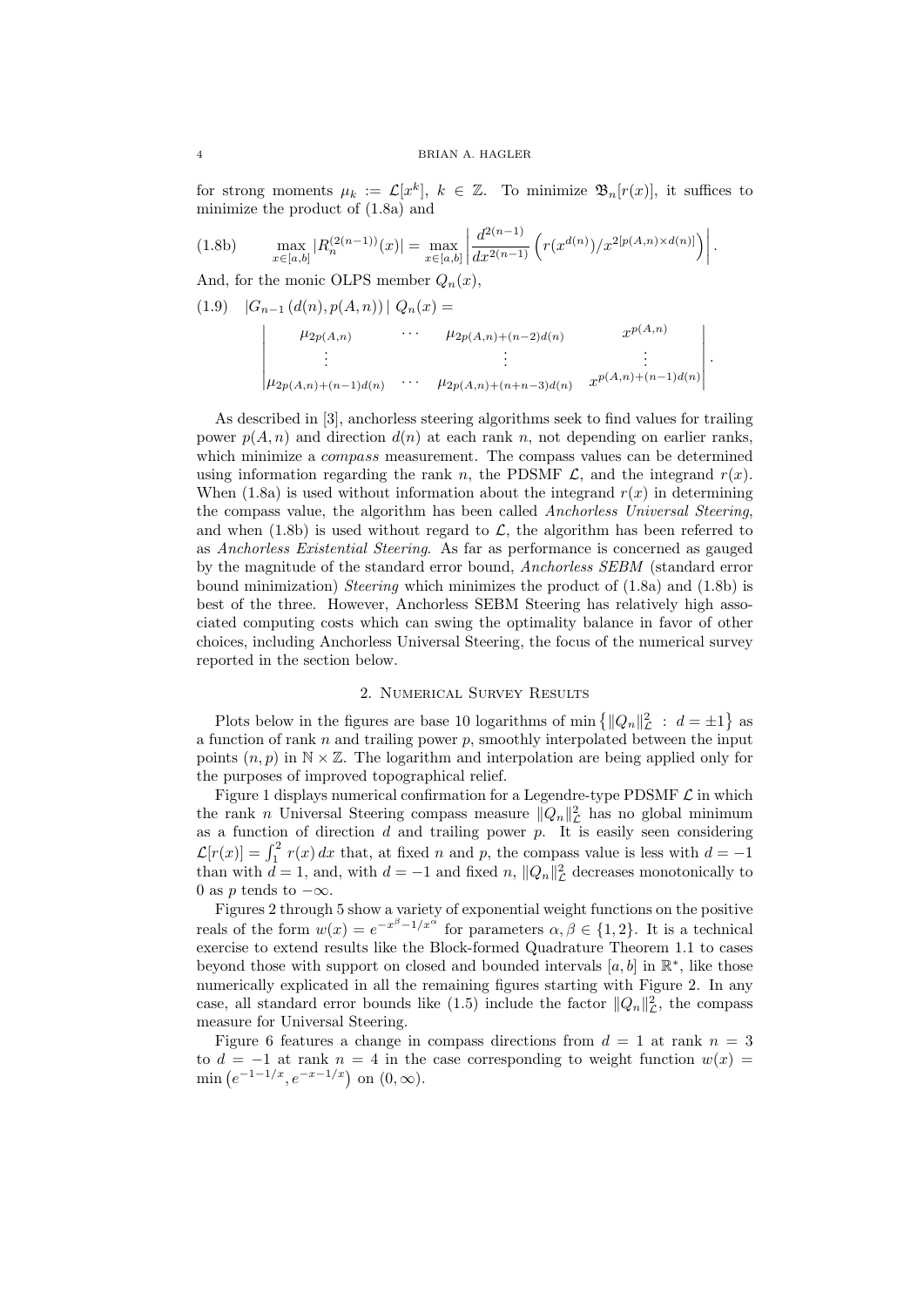for strong moments $\mu_k := \mathcal{L}[x^k]$, $k \in \mathbb{Z}$. To minimize $\mathfrak{B}_n[r(x)]$, it suffices to minimize the product of (1.8a) and

$$\max_{x\in[a,b]} |R_n^{(2(n-1))}(x)| = \max_{x\in[a,b]} \left| \frac{d^{2(n-1)}}{dx^{2(n-1)}} \left( r(x^{d(n)})/x^{2[p(A,n)\times d(n)]} \right) \right|. \tag{1.8b}$$

And, for the monic OLPS member $Q_n(x)$,

$$|G_{n-1}(d(n), p(A,n))| \; Q_n(x) = \tag{1.9}$$

$$\begin{vmatrix} \mu_{2p(A,n)} & \cdots & \mu_{2p(A,n)+(n-2)d(n)} & x^{p(A,n)} \\ \vdots & & \vdots & \vdots \\ \mu_{2p(A,n)+(n-1)d(n)} & \cdots & \mu_{2p(A,n)+(n+n-3)d(n)} & x^{p(A,n)+(n-1)d(n)} \end{vmatrix}.$$

As described in [3], anchorless steering algorithms seek to find values for trailing power $p(A,n)$ and direction $d(n)$ at each rank $n$, not depending on earlier ranks, which minimize a *compass* measurement. The compass values can be determined using information regarding the rank $n$, the PDSMF $\mathcal{L}$, and the integrand $r(x)$. When (1.8a) is used without information about the integrand $r(x)$ in determining the compass value, the algorithm has been called *Anchorless Universal Steering*, and when (1.8b) is used without regard to $\mathcal{L}$, the algorithm has been referred to as *Anchorless Existential Steering*. As far as performance is concerned as gauged by the magnitude of the standard error bound, *Anchorless SEBM* (standard error bound minimization) *Steering* which minimizes the product of (1.8a) and (1.8b) is best of the three. However, Anchorless SEBM Steering has relatively high associated computing costs which can swing the optimality balance in favor of other choices, including Anchorless Universal Steering, the focus of the numerical survey reported in the section below.

## 2. Numerical Survey Results

Plots below in the figures are base 10 logarithms of $\min\left\{\|Q_n\|_{\mathcal{L}}^2 \;:\; d = \pm 1\right\}$ as a function of rank $n$ and trailing power $p$, smoothly interpolated between the input points $(n,p)$ in $\mathbb{N}\times\mathbb{Z}$. The logarithm and interpolation are being applied only for the purposes of improved topographical relief.

Figure 1 displays numerical confirmation for a Legendre-type PDSMF $\mathcal{L}$ in which the rank $n$ Universal Steering compass measure $\|Q_n\|_{\mathcal{L}}^2$ has no global minimum as a function of direction $d$ and trailing power $p$. It is easily seen considering $\mathcal{L}[r(x)] = \int_1^2 r(x)\,dx$ that, at fixed $n$ and $p$, the compass value is less with $d = -1$ than with $d = 1$, and, with $d = -1$ and fixed $n$, $\|Q_n\|_{\mathcal{L}}^2$ decreases monotonically to 0 as $p$ tends to $-\infty$.

Figures 2 through 5 show a variety of exponential weight functions on the positive reals of the form $w(x) = e^{-x^{\beta}-1/x^{\alpha}}$ for parameters $\alpha, \beta \in \{1,2\}$. It is a technical exercise to extend results like the Block-formed Quadrature Theorem 1.1 to cases beyond those with support on closed and bounded intervals $[a,b]$ in $\mathbb{R}^*$, like those numerically explicated in all the remaining figures starting with Figure 2. In any case, all standard error bounds like (1.5) include the factor $\|Q_n\|_{\mathcal{L}}^2$, the compass measure for Universal Steering.

Figure 6 features a change in compass directions from $d = 1$ at rank $n = 3$ to $d = -1$ at rank $n = 4$ in the case corresponding to weight function $w(x) = \min\left(e^{-1-1/x}, e^{-x-1/x}\right)$ on $(0,\infty)$.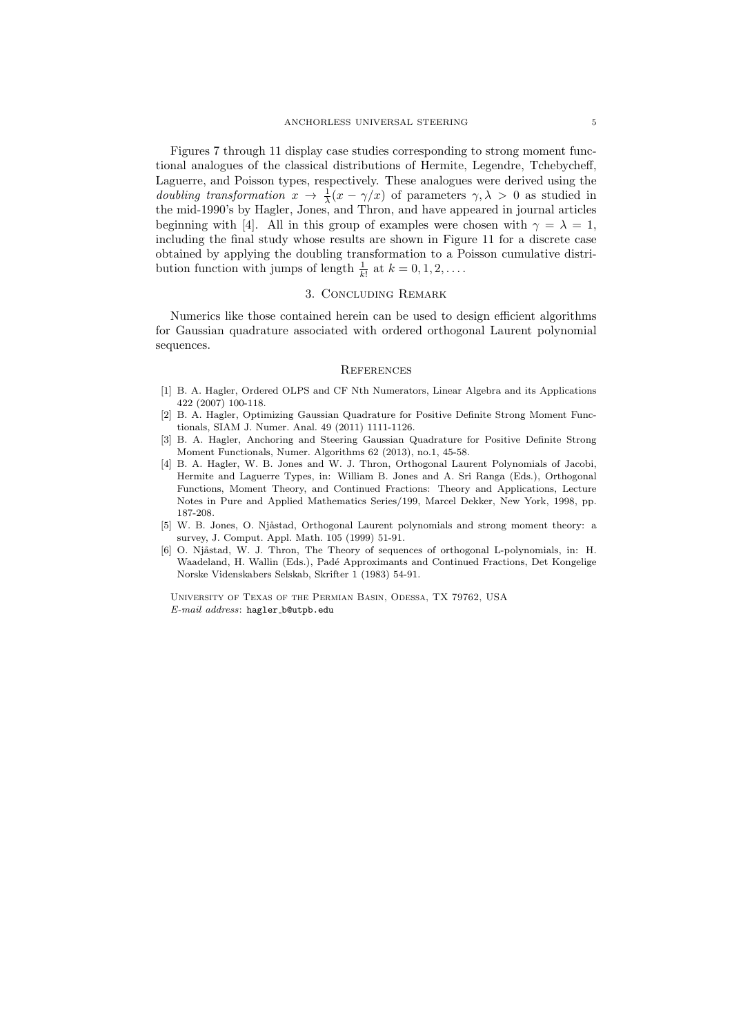Figures 7 through 11 display case studies corresponding to strong moment functional analogues of the classical distributions of Hermite, Legendre, Tchebycheff, Laguerre, and Poisson types, respectively. These analogues were derived using the *doubling transformation* $x \to \frac{1}{\lambda}(x - \gamma/x)$ of parameters $\gamma, \lambda > 0$ as studied in the mid-1990's by Hagler, Jones, and Thron, and have appeared in journal articles beginning with [4]. All in this group of examples were chosen with $\gamma = \lambda = 1$, including the final study whose results are shown in Figure 11 for a discrete case obtained by applying the doubling transformation to a Poisson cumulative distribution function with jumps of length $\frac{1}{k!}$ at $k = 0, 1, 2, \ldots$.

## 3. Concluding Remark

Numerics like those contained herein can be used to design efficient algorithms for Gaussian quadrature associated with ordered orthogonal Laurent polynomial sequences.

## References

[1] B. A. Hagler, Ordered OLPS and CF Nth Numerators, Linear Algebra and its Applications 422 (2007) 100-118.

[2] B. A. Hagler, Optimizing Gaussian Quadrature for Positive Definite Strong Moment Functionals, SIAM J. Numer. Anal. 49 (2011) 1111-1126.

[3] B. A. Hagler, Anchoring and Steering Gaussian Quadrature for Positive Definite Strong Moment Functionals, Numer. Algorithms 62 (2013), no.1, 45-58.

[4] B. A. Hagler, W. B. Jones and W. J. Thron, Orthogonal Laurent Polynomials of Jacobi, Hermite and Laguerre Types, in: William B. Jones and A. Sri Ranga (Eds.), Orthogonal Functions, Moment Theory, and Continued Fractions: Theory and Applications, Lecture Notes in Pure and Applied Mathematics Series/199, Marcel Dekker, New York, 1998, pp. 187-208.

[5] W. B. Jones, O. Njåstad, Orthogonal Laurent polynomials and strong moment theory: a survey, J. Comput. Appl. Math. 105 (1999) 51-91.

[6] O. Njåstad, W. J. Thron, The Theory of sequences of orthogonal L-polynomials, in: H. Waadeland, H. Wallin (Eds.), Padé Approximants and Continued Fractions, Det Kongelige Norske Videnskabers Selskab, Skrifter 1 (1983) 54-91.

University of Texas of the Permian Basin, Odessa, TX 79762, USA
*E-mail address*: hagler_b@utpb.edu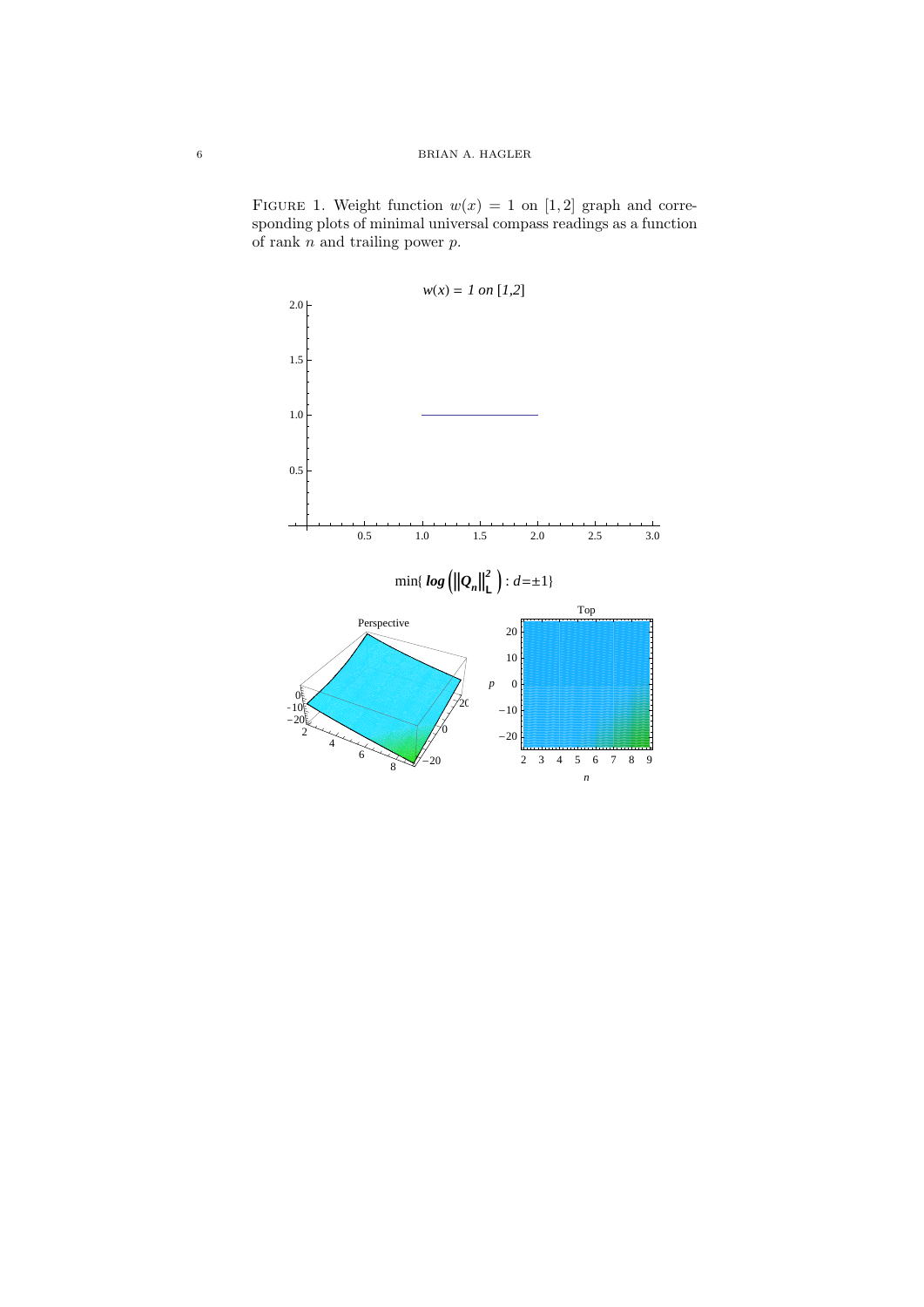FIGURE 1. Weight function $w(x) = 1$ on $[1, 2]$ graph and corresponding plots of minimal universal compass readings as a function of rank $n$ and trailing power $p$.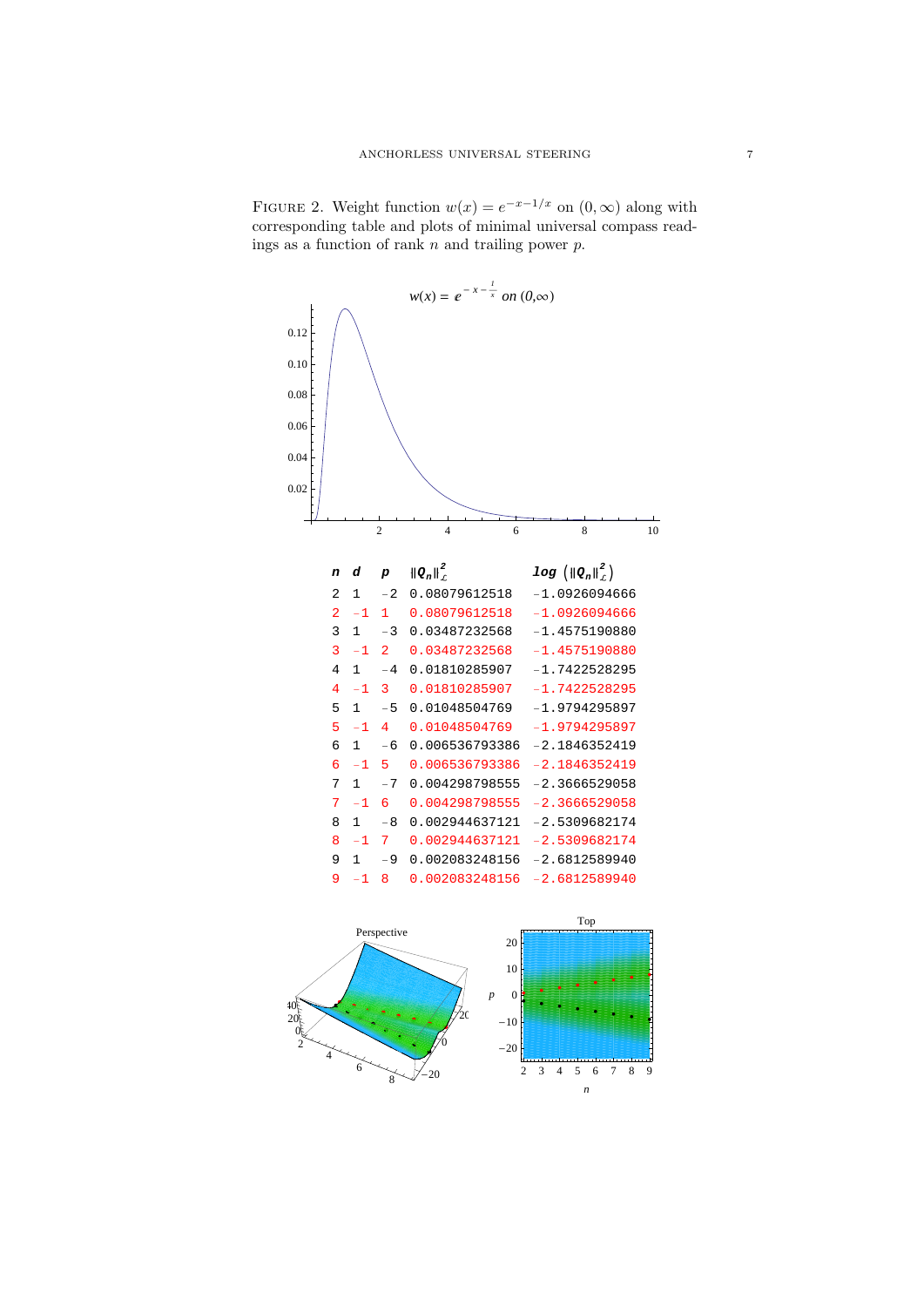FIGURE 2. Weight function $w(x) = e^{-x-1/x}$ on $(0, \infty)$ along with corresponding table and plots of minimal universal compass readings as a function of rank $n$ and trailing power $p$.

| $n$ | $d$ | $p$ | $\|Q_n\|^2_{\mathcal{L}}$ | $\log\left(\|Q_n\|^2_{\mathcal{L}}\right)$ |
|---|---|---|---|---|
| 2 | 1 | −2 | 0.08079612518 | −1.0926094666 |
| 2 | −1 | 1 | 0.08079612518 | −1.0926094666 |
| 3 | 1 | −3 | 0.03487232568 | −1.4575190880 |
| 3 | −1 | 2 | 0.03487232568 | −1.4575190880 |
| 4 | 1 | −4 | 0.01810285907 | −1.7422528295 |
| 4 | −1 | 3 | 0.01810285907 | −1.7422528295 |
| 5 | 1 | −5 | 0.01048504769 | −1.9794295897 |
| 5 | −1 | 4 | 0.01048504769 | −1.9794295897 |
| 6 | 1 | −6 | 0.006536793386 | −2.1846352419 |
| 6 | −1 | 5 | 0.006536793386 | −2.1846352419 |
| 7 | 1 | −7 | 0.004298798555 | −2.3666529058 |
| 7 | −1 | 6 | 0.004298798555 | −2.3666529058 |
| 8 | 1 | −8 | 0.002944637121 | −2.5309682174 |
| 8 | −1 | 7 | 0.002944637121 | −2.5309682174 |
| 9 | 1 | −9 | 0.002083248156 | −2.6812589940 |
| 9 | −1 | 8 | 0.002083248156 | −2.6812589940 |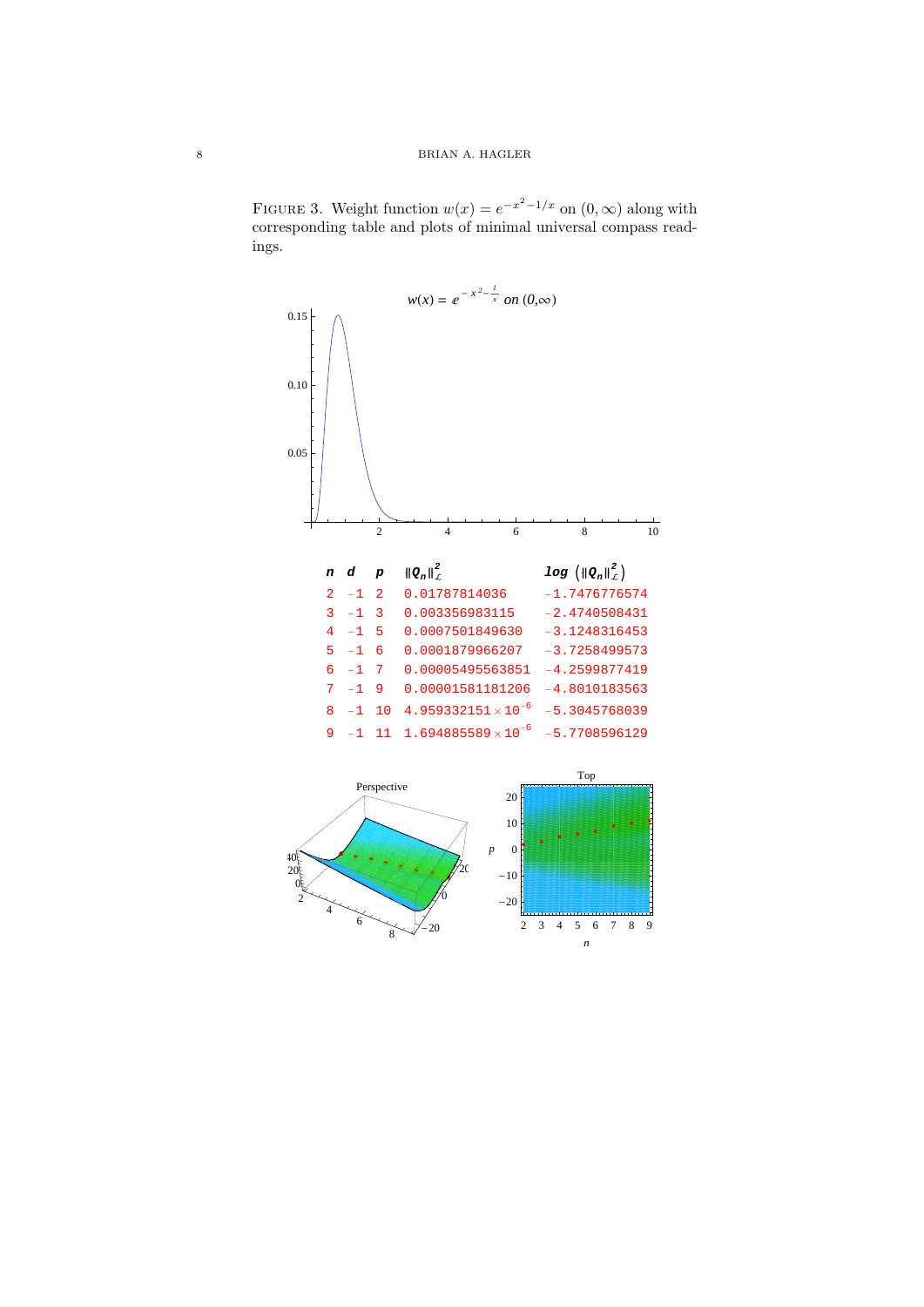FIGURE 3. Weight function $w(x) = e^{-x^2-1/x}$ on $(0, \infty)$ along with corresponding table and plots of minimal universal compass readings.

| $n$ | $d$ | $p$ | $\|Q_n\|^2_{\mathcal{L}}$ | $\log\left(\|Q_n\|^2_{\mathcal{L}}\right)$ |
|---|---|---|---|---|
| 2 | −1 | 2 | 0.01787814036 | −1.7476776574 |
| 3 | −1 | 3 | 0.003356983115 | −2.4740508431 |
| 4 | −1 | 5 | 0.0007501849630 | −3.1248316453 |
| 5 | −1 | 6 | 0.0001879966207 | −3.7258499573 |
| 6 | −1 | 7 | 0.00005495563851 | −4.2599877419 |
| 7 | −1 | 9 | 0.00001581181206 | −4.8010183563 |
| 8 | −1 | 10 | $4.959332151 \times 10^{-6}$ | −5.3045768039 |
| 9 | −1 | 11 | $1.694885589 \times 10^{-6}$ | −5.7708596129 |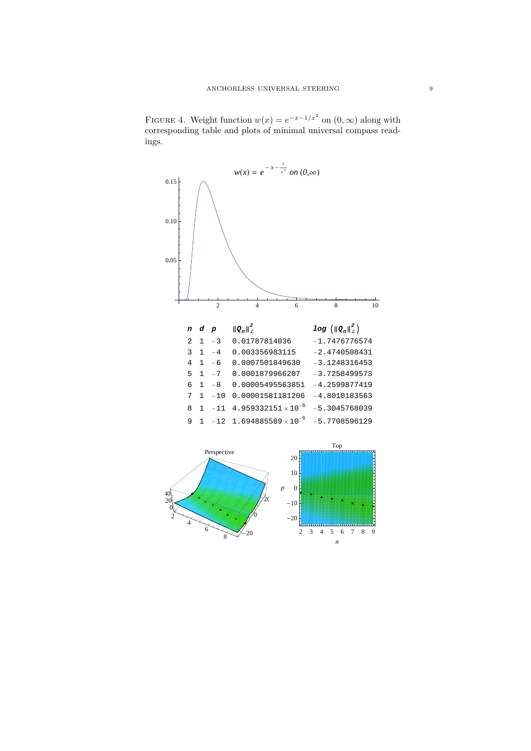FIGURE 4. Weight function $w(x) = e^{-x-1/x^2}$ on $(0, \infty)$ along with corresponding table and plots of minimal universal compass readings.

| $n$ | $d$ | $p$ | $\|Q_n\|^2_{\mathcal{L}}$ | $\log\left(\|Q_n\|^2_{\mathcal{L}}\right)$ |
|---|---|---|---|---|
| 2 | 1 | −3 | 0.01787814036 | −1.7476776574 |
| 3 | 1 | −4 | 0.003356983115 | −2.4740508431 |
| 4 | 1 | −6 | 0.0007501849630 | −3.1248316453 |
| 5 | 1 | −7 | 0.0001879966207 | −3.7258499573 |
| 6 | 1 | −8 | 0.00005495563851 | −4.2599877419 |
| 7 | 1 | −10 | 0.00001581181206 | −4.8010183563 |
| 8 | 1 | −11 | $4.959332151 \times 10^{-6}$ | −5.3045768039 |
| 9 | 1 | −12 | $1.694885589 \times 10^{-6}$ | −5.7708596129 |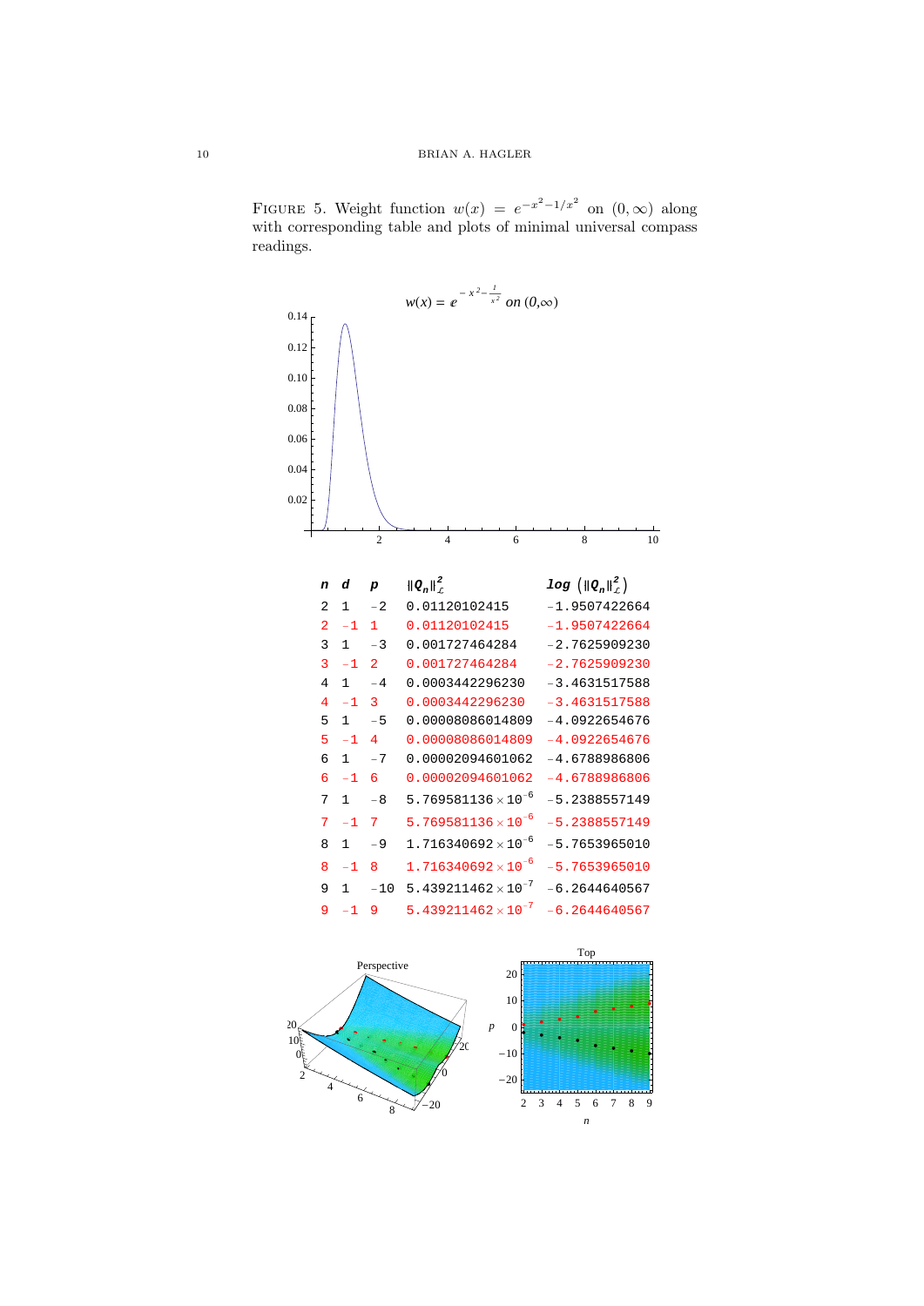FIGURE 5. Weight function $w(x) = e^{-x^2-1/x^2}$ on $(0,\infty)$ along with corresponding table and plots of minimal universal compass readings.

| $n$ | $d$ | $p$ | $\|Q_n\|^2_{\mathcal{L}}$ | $\log\left(\|Q_n\|^2_{\mathcal{L}}\right)$ |
|---|---|---|---|---|
| 2 | 1 | −2 | 0.01120102415 | −1.9507422664 |
| 2 | −1 | 1 | 0.01120102415 | −1.9507422664 |
| 3 | 1 | −3 | 0.001727464284 | −2.7625909230 |
| 3 | −1 | 2 | 0.001727464284 | −2.7625909230 |
| 4 | 1 | −4 | 0.0003442296230 | −3.4631517588 |
| 4 | −1 | 3 | 0.0003442296230 | −3.4631517588 |
| 5 | 1 | −5 | 0.00008086014809 | −4.0922654676 |
| 5 | −1 | 4 | 0.00008086014809 | −4.0922654676 |
| 6 | 1 | −7 | 0.00002094601062 | −4.6788986806 |
| 6 | −1 | 6 | 0.00002094601062 | −4.6788986806 |
| 7 | 1 | −8 | $5.769581136 \times 10^{-6}$ | −5.2388557149 |
| 7 | −1 | 7 | $5.769581136 \times 10^{-6}$ | −5.2388557149 |
| 8 | 1 | −9 | $1.716340692 \times 10^{-6}$ | −5.7653965010 |
| 8 | −1 | 8 | $1.716340692 \times 10^{-6}$ | −5.7653965010 |
| 9 | 1 | −10 | $5.439211462 \times 10^{-7}$ | −6.2644640567 |
| 9 | −1 | 9 | $5.439211462 \times 10^{-7}$ | −6.2644640567 |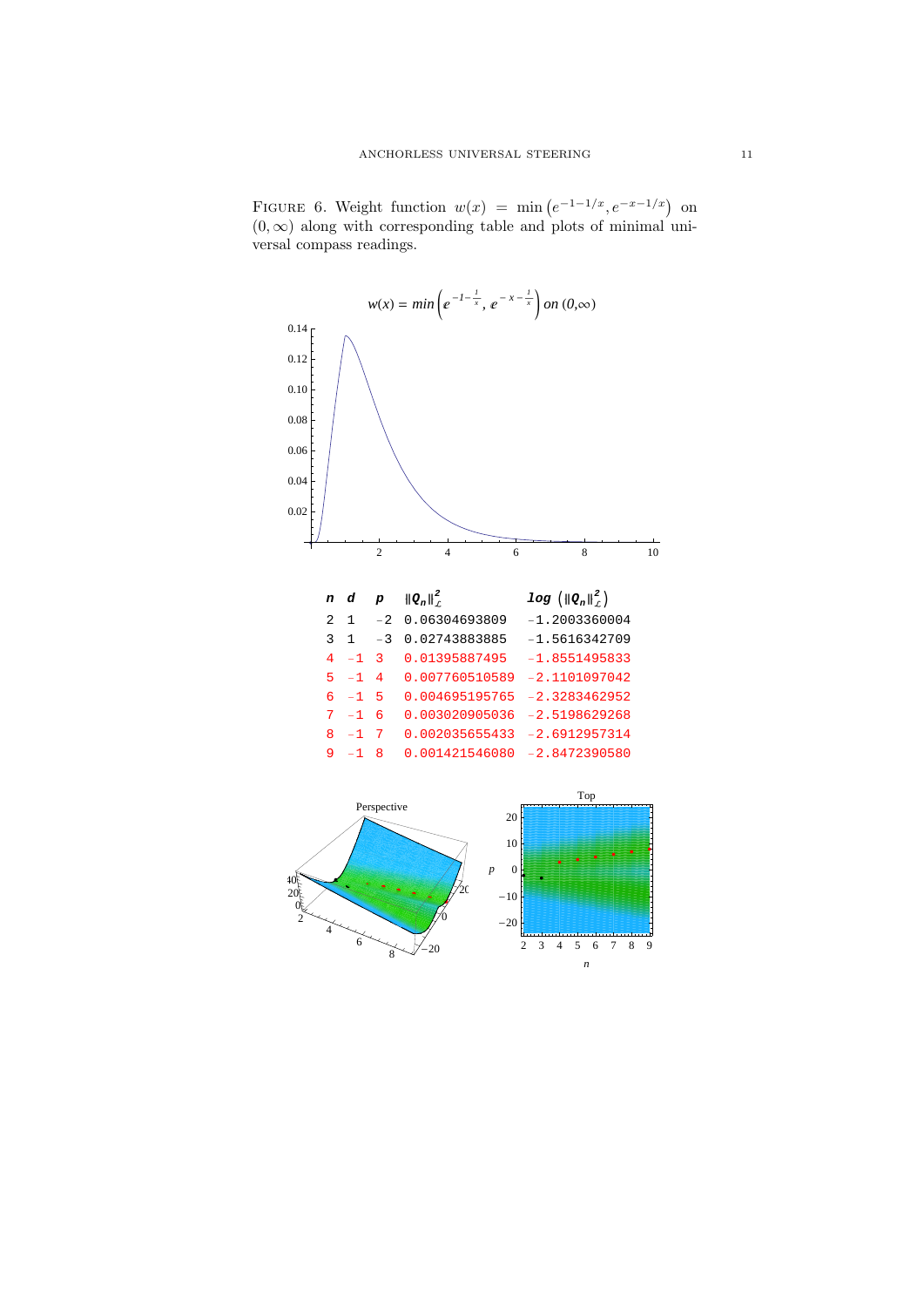FIGURE 6. Weight function $w(x) = \min\left(e^{-1-1/x}, e^{-x-1/x}\right)$ on $(0, \infty)$ along with corresponding table and plots of minimal universal compass readings.

| $n$ | $d$ | $p$ | $\|Q_n\|^2_{\mathcal{L}}$ | $\log\left(\|Q_n\|^2_{\mathcal{L}}\right)$ |
|---|---|---|---|---|
| 2 | 1 | −2 | 0.06304693809 | −1.2003360004 |
| 3 | 1 | −3 | 0.02743883885 | −1.5616342709 |
| 4 | −1 | 3 | 0.01395887495 | −1.8551495833 |
| 5 | −1 | 4 | 0.007760510589 | −2.1101097042 |
| 6 | −1 | 5 | 0.004695195765 | −2.3283462952 |
| 7 | −1 | 6 | 0.003020905036 | −2.5198629268 |
| 8 | −1 | 7 | 0.002035655433 | −2.6912957314 |
| 9 | −1 | 8 | 0.001421546080 | −2.8472390580 |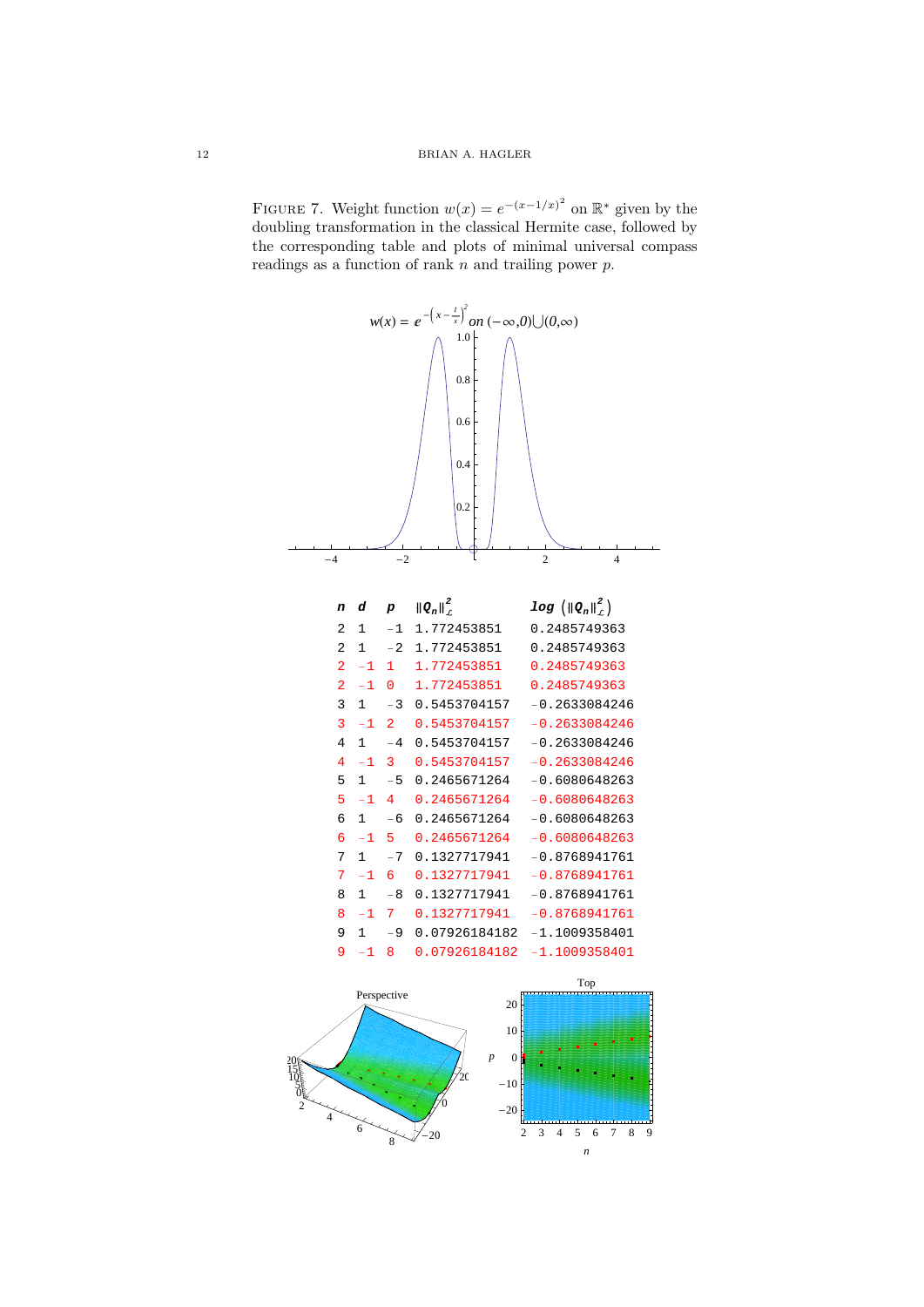FIGURE 7. Weight function $w(x) = e^{-(x-1/x)^2}$ on $\mathbb{R}^*$ given by the doubling transformation in the classical Hermite case, followed by the corresponding table and plots of minimal universal compass readings as a function of rank $n$ and trailing power $p$.

| $n$ | $d$ | $p$ | $\|Q_n\|^2_{\mathcal{L}}$ | $\log\left(\|Q_n\|^2_{\mathcal{L}}\right)$ |
|---|---|---|---|---|
| 2 | 1 | −1 | 1.772453851 | 0.2485749363 |
| 2 | 1 | −2 | 1.772453851 | 0.2485749363 |
| 2 | −1 | 1 | 1.772453851 | 0.2485749363 |
| 2 | −1 | 0 | 1.772453851 | 0.2485749363 |
| 3 | 1 | −3 | 0.5453704157 | −0.2633084246 |
| 3 | −1 | 2 | 0.5453704157 | −0.2633084246 |
| 4 | 1 | −4 | 0.5453704157 | −0.2633084246 |
| 4 | −1 | 3 | 0.5453704157 | −0.2633084246 |
| 5 | 1 | −5 | 0.2465671264 | −0.6080648263 |
| 5 | −1 | 4 | 0.2465671264 | −0.6080648263 |
| 6 | 1 | −6 | 0.2465671264 | −0.6080648263 |
| 6 | −1 | 5 | 0.2465671264 | −0.6080648263 |
| 7 | 1 | −7 | 0.1327717941 | −0.8768941761 |
| 7 | −1 | 6 | 0.1327717941 | −0.8768941761 |
| 8 | 1 | −8 | 0.1327717941 | −0.8768941761 |
| 8 | −1 | 7 | 0.1327717941 | −0.8768941761 |
| 9 | 1 | −9 | 0.07926184182 | −1.1009358401 |
| 9 | −1 | 8 | 0.07926184182 | −1.1009358401 |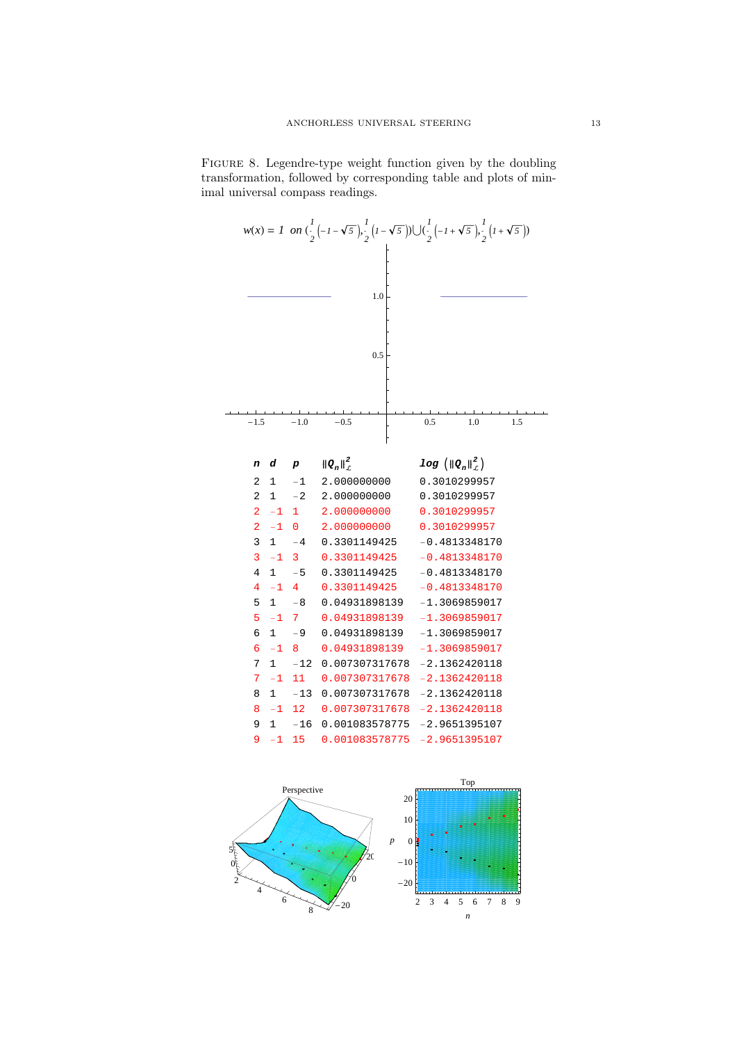FIGURE 8. Legendre-type weight function given by the doubling transformation, followed by corresponding table and plots of minimal universal compass readings.

$w(x) = 1$ on $(\frac{1}{2}(-1-\sqrt{5}), \frac{1}{2}(1-\sqrt{5})) \cup (\frac{1}{2}(-1+\sqrt{5}), \frac{1}{2}(1+\sqrt{5}))$

| $n$ | $d$ | $p$ | $\|Q_n\|^2_{\mathcal{L}}$ | $\log(\|Q_n\|^2_{\mathcal{L}})$ |
|---|---|---|---|---|
| 2 | 1 | −1 | 2.000000000 | 0.3010299957 |
| 2 | 1 | −2 | 2.000000000 | 0.3010299957 |
| 2 | −1 | 1 | 2.000000000 | 0.3010299957 |
| 2 | −1 | 0 | 2.000000000 | 0.3010299957 |
| 3 | 1 | −4 | 0.3301149425 | −0.4813348170 |
| 3 | −1 | 3 | 0.3301149425 | −0.4813348170 |
| 4 | 1 | −5 | 0.3301149425 | −0.4813348170 |
| 4 | −1 | 4 | 0.3301149425 | −0.4813348170 |
| 5 | 1 | −8 | 0.04931898139 | −1.3069859017 |
| 5 | −1 | 7 | 0.04931898139 | −1.3069859017 |
| 6 | 1 | −9 | 0.04931898139 | −1.3069859017 |
| 6 | −1 | 8 | 0.04931898139 | −1.3069859017 |
| 7 | 1 | −12 | 0.007307317678 | −2.1362420118 |
| 7 | −1 | 11 | 0.007307317678 | −2.1362420118 |
| 8 | 1 | −13 | 0.007307317678 | −2.1362420118 |
| 8 | −1 | 12 | 0.007307317678 | −2.1362420118 |
| 9 | 1 | −16 | 0.001083578775 | −2.9651395107 |
| 9 | −1 | 15 | 0.001083578775 | −2.9651395107 |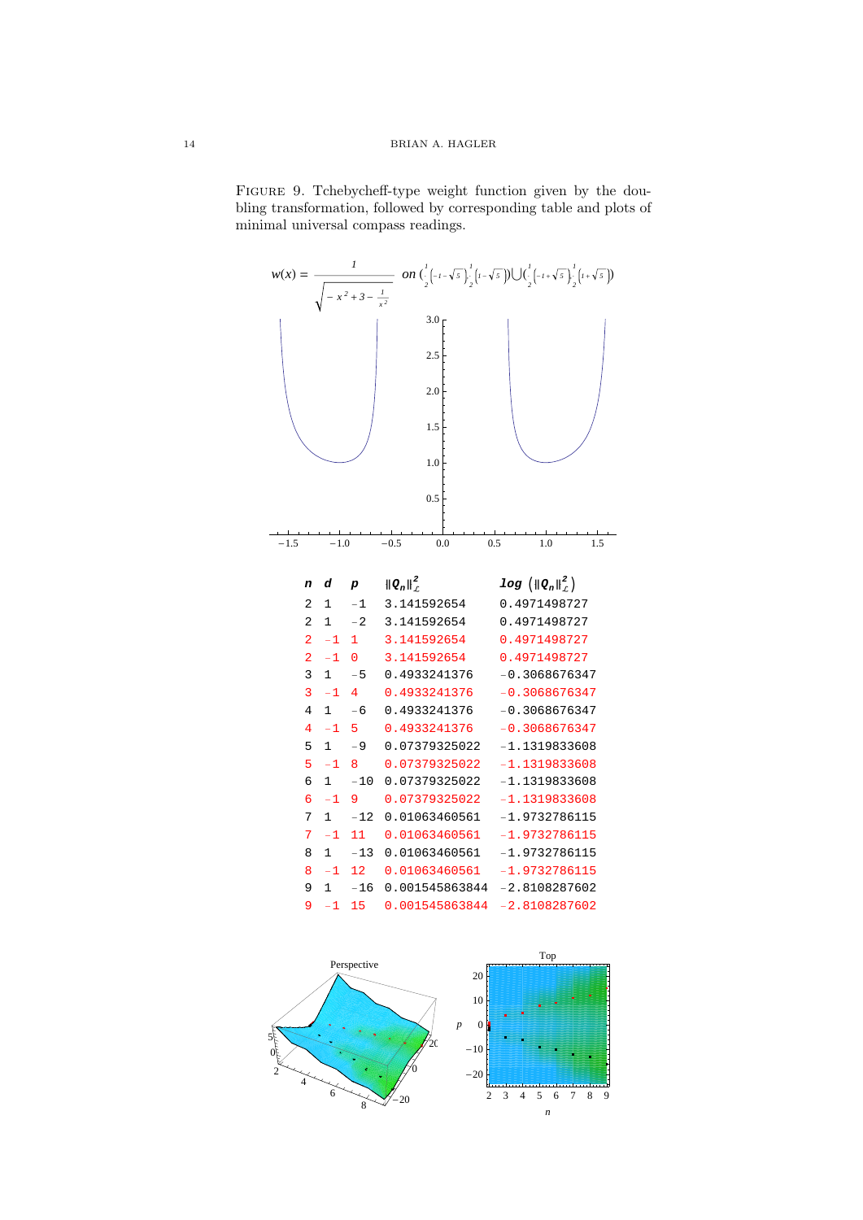FIGURE 9. Tchebycheff-type weight function given by the doubling transformation, followed by corresponding table and plots of minimal universal compass readings.

$$w(x) = \frac{1}{\sqrt{-x^2+3-\frac{1}{x^2}}} \quad on \ \left(\tfrac{1}{2}\left(-1-\sqrt{5}\right), \tfrac{1}{2}\left(1-\sqrt{5}\right)\right) \cup \left(\tfrac{1}{2}\left(-1+\sqrt{5}\right), \tfrac{1}{2}\left(1+\sqrt{5}\right)\right)$$

| $n$ | $d$ | $p$ | $\lVert Q_n \rVert^2_{\mathcal{L}}$ | $\log\left(\lVert Q_n \rVert^2_{\mathcal{L}}\right)$ |
|---|---|---|---|---|
| 2 | 1 | −1 | 3.141592654 | 0.4971498727 |
| 2 | 1 | −2 | 3.141592654 | 0.4971498727 |
| 2 | −1 | 1 | 3.141592654 | 0.4971498727 |
| 2 | −1 | 0 | 3.141592654 | 0.4971498727 |
| 3 | 1 | −5 | 0.4933241376 | −0.3068676347 |
| 3 | −1 | 4 | 0.4933241376 | −0.3068676347 |
| 4 | 1 | −6 | 0.4933241376 | −0.3068676347 |
| 4 | −1 | 5 | 0.4933241376 | −0.3068676347 |
| 5 | 1 | −9 | 0.07379325022 | −1.1319833608 |
| 5 | −1 | 8 | 0.07379325022 | −1.1319833608 |
| 6 | 1 | −10 | 0.07379325022 | −1.1319833608 |
| 6 | −1 | 9 | 0.07379325022 | −1.1319833608 |
| 7 | 1 | −12 | 0.01063460561 | −1.9732786115 |
| 7 | −1 | 11 | 0.01063460561 | −1.9732786115 |
| 8 | 1 | −13 | 0.01063460561 | −1.9732786115 |
| 8 | −1 | 12 | 0.01063460561 | −1.9732786115 |
| 9 | 1 | −16 | 0.001545863844 | −2.8108287602 |
| 9 | −1 | 15 | 0.001545863844 | −2.8108287602 |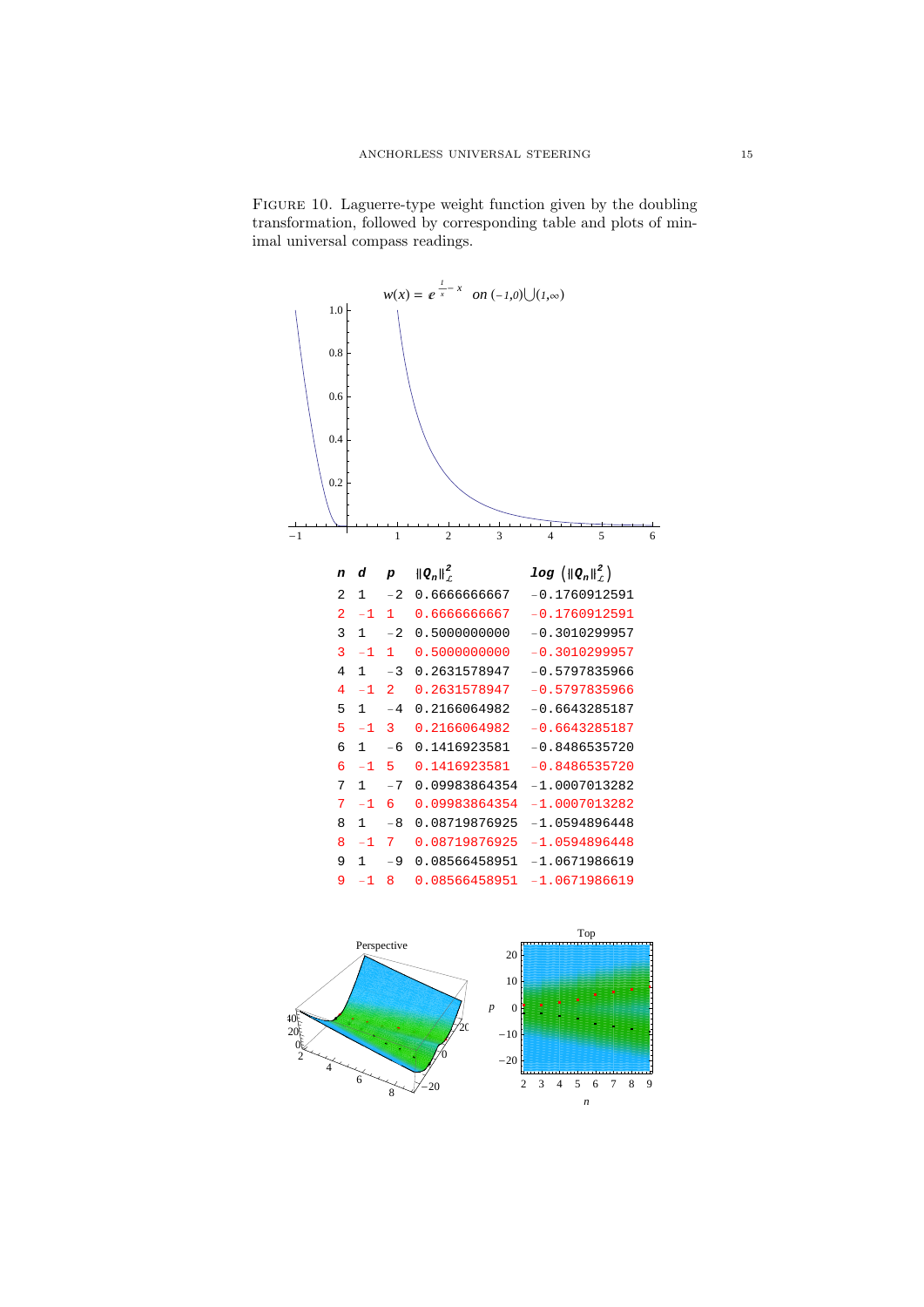Figure 10. Laguerre-type weight function given by the doubling transformation, followed by corresponding table and plots of minimal universal compass readings.

| $n$ | $d$ | $p$ | $\|Q_n\|^2_{\mathcal{L}}$ | $\log\left(\|Q_n\|^2_{\mathcal{L}}\right)$ |
|---|---|---|---|---|
| 2 | 1 | −2 | 0.6666666667 | −0.1760912591 |
| 2 | −1 | 1 | 0.6666666667 | −0.1760912591 |
| 3 | 1 | −2 | 0.5000000000 | −0.3010299957 |
| 3 | −1 | 1 | 0.5000000000 | −0.3010299957 |
| 4 | 1 | −3 | 0.2631578947 | −0.5797835966 |
| 4 | −1 | 2 | 0.2631578947 | −0.5797835966 |
| 5 | 1 | −4 | 0.2166064982 | −0.6643285187 |
| 5 | −1 | 3 | 0.2166064982 | −0.6643285187 |
| 6 | 1 | −6 | 0.1416923581 | −0.8486535720 |
| 6 | −1 | 5 | 0.1416923581 | −0.8486535720 |
| 7 | 1 | −7 | 0.09983864354 | −1.0007013282 |
| 7 | −1 | 6 | 0.09983864354 | −1.0007013282 |
| 8 | 1 | −8 | 0.08719876925 | −1.0594896448 |
| 8 | −1 | 7 | 0.08719876925 | −1.0594896448 |
| 9 | 1 | −9 | 0.08566458951 | −1.0671986619 |
| 9 | −1 | 8 | 0.08566458951 | −1.0671986619 |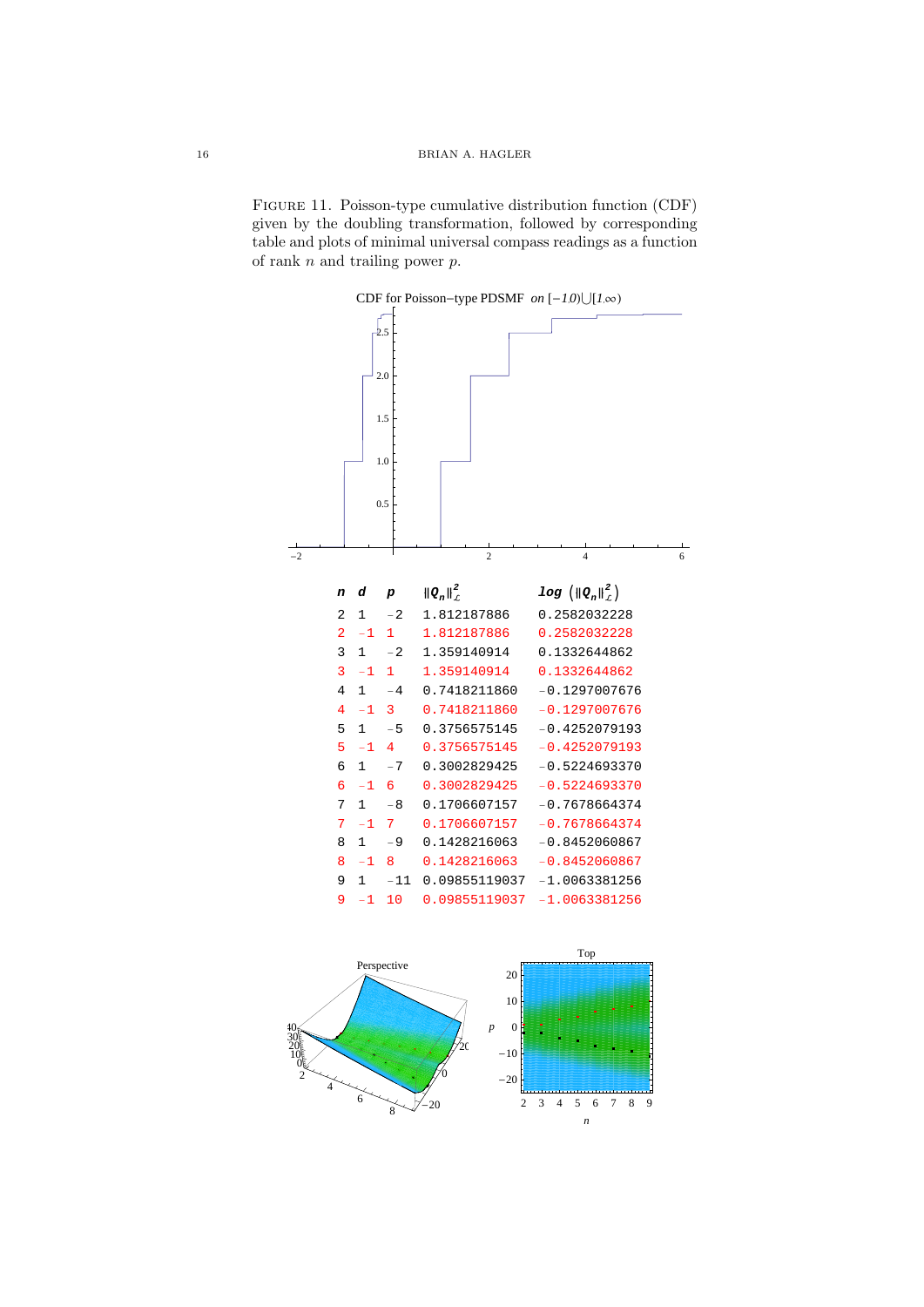FIGURE 11. Poisson-type cumulative distribution function (CDF) given by the doubling transformation, followed by corresponding table and plots of minimal universal compass readings as a function of rank $n$ and trailing power $p$.

CDF for Poisson−type PDSMF *on* $[-1.0) \cup [1.\infty)$

2.5
2.0
1.5
1.0
0.5
−2
2
4
6

| $n$ | $d$ | $p$ | $\|Q_n\|^2_{\mathcal{L}}$ | $\log\left(\|Q_n\|^2_{\mathcal{L}}\right)$ |
|---|---|---|---|---|
| 2 | 1 | −2 | 1.812187886 | 0.2582032228 |
| 2 | −1 | 1 | 1.812187886 | 0.2582032228 |
| 3 | 1 | −2 | 1.359140914 | 0.1332644862 |
| 3 | −1 | 1 | 1.359140914 | 0.1332644862 |
| 4 | 1 | −4 | 0.7418211860 | −0.1297007676 |
| 4 | −1 | 3 | 0.7418211860 | −0.1297007676 |
| 5 | 1 | −5 | 0.3756575145 | −0.4252079193 |
| 5 | −1 | 4 | 0.3756575145 | −0.4252079193 |
| 6 | 1 | −7 | 0.3002829425 | −0.5224693370 |
| 6 | −1 | 6 | 0.3002829425 | −0.5224693370 |
| 7 | 1 | −8 | 0.1706607157 | −0.7678664374 |
| 7 | −1 | 7 | 0.1706607157 | −0.7678664374 |
| 8 | 1 | −9 | 0.1428216063 | −0.8452060867 |
| 8 | −1 | 8 | 0.1428216063 | −0.8452060867 |
| 9 | 1 | −11 | 0.09855119037 | −1.0063381256 |
| 9 | −1 | 10 | 0.09855119037 | −1.0063381256 |

Perspective
40
30
20
10
0
2
4
6
8
20
0
−20

Top
20
10
$p$ 0
−10
−20
2 3 4 5 6 7 8 9
$n$